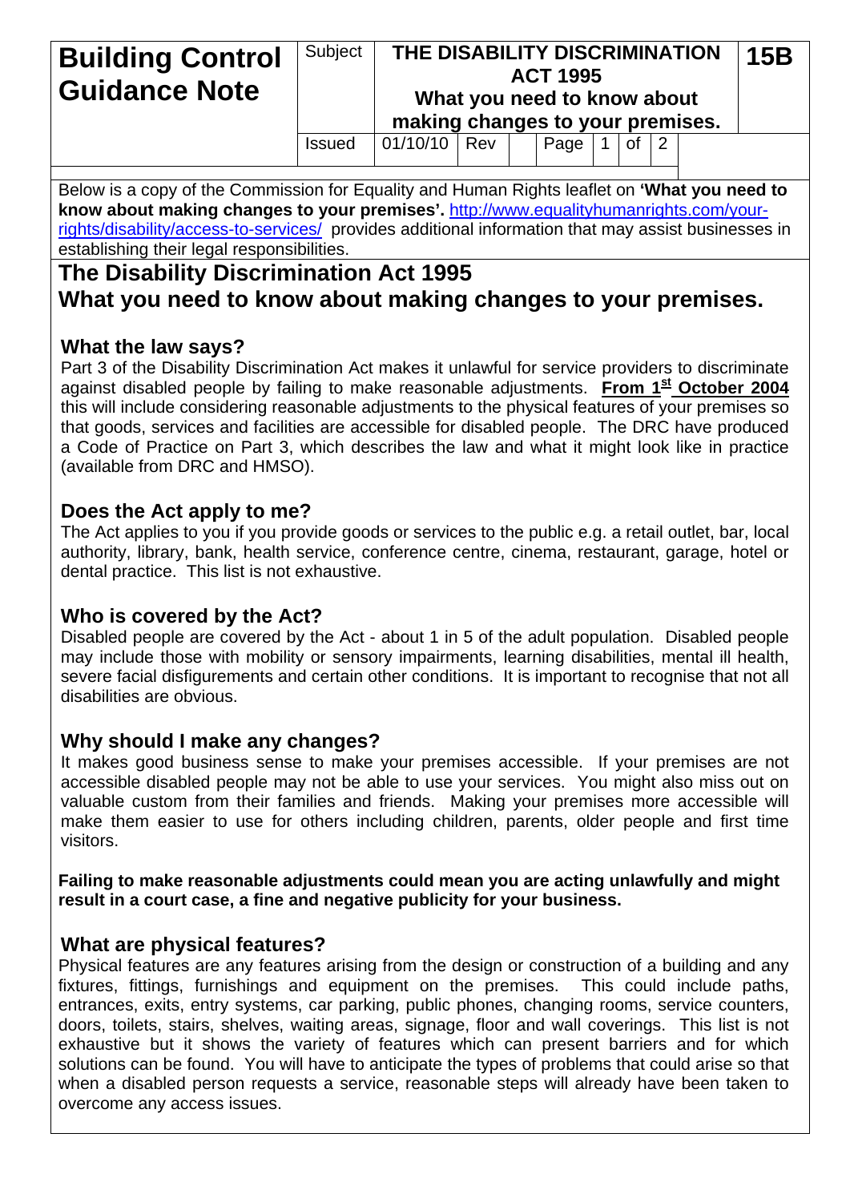| Building Control Guidance Note | Subject | THE DISABILITY DISCRIMINATION ACT 1995 What you need to know about making changes to your premises. | | | | | | 15B |
|---|---|---|---|---|---|---|---|---|
| | Issued | 01/10/10 | Rev | | Page | 1 | of | 2 |

Below is a copy of the Commission for Equality and Human Rights leaflet on **'What you need to know about making changes to your premises'.** http://www.equalityhumanrights.com/your-rights/disability/access-to-services/ provides additional information that may assist businesses in establishing their legal responsibilities.

# The Disability Discrimination Act 1995

# What you need to know about making changes to your premises.

## What the law says?

Part 3 of the Disability Discrimination Act makes it unlawful for service providers to discriminate against disabled people by failing to make reasonable adjustments. **From 1st October 2004** this will include considering reasonable adjustments to the physical features of your premises so that goods, services and facilities are accessible for disabled people. The DRC have produced a Code of Practice on Part 3, which describes the law and what it might look like in practice (available from DRC and HMSO).

## Does the Act apply to me?

The Act applies to you if you provide goods or services to the public e.g. a retail outlet, bar, local authority, library, bank, health service, conference centre, cinema, restaurant, garage, hotel or dental practice. This list is not exhaustive.

## Who is covered by the Act?

Disabled people are covered by the Act - about 1 in 5 of the adult population. Disabled people may include those with mobility or sensory impairments, learning disabilities, mental ill health, severe facial disfigurements and certain other conditions. It is important to recognise that not all disabilities are obvious.

## Why should I make any changes?

It makes good business sense to make your premises accessible. If your premises are not accessible disabled people may not be able to use your services. You might also miss out on valuable custom from their families and friends. Making your premises more accessible will make them easier to use for others including children, parents, older people and first time visitors.

**Failing to make reasonable adjustments could mean you are acting unlawfully and might result in a court case, a fine and negative publicity for your business.**

## What are physical features?

Physical features are any features arising from the design or construction of a building and any fixtures, fittings, furnishings and equipment on the premises. This could include paths, entrances, exits, entry systems, car parking, public phones, changing rooms, service counters, doors, toilets, stairs, shelves, waiting areas, signage, floor and wall coverings. This list is not exhaustive but it shows the variety of features which can present barriers and for which solutions can be found. You will have to anticipate the types of problems that could arise so that when a disabled person requests a service, reasonable steps will already have been taken to overcome any access issues.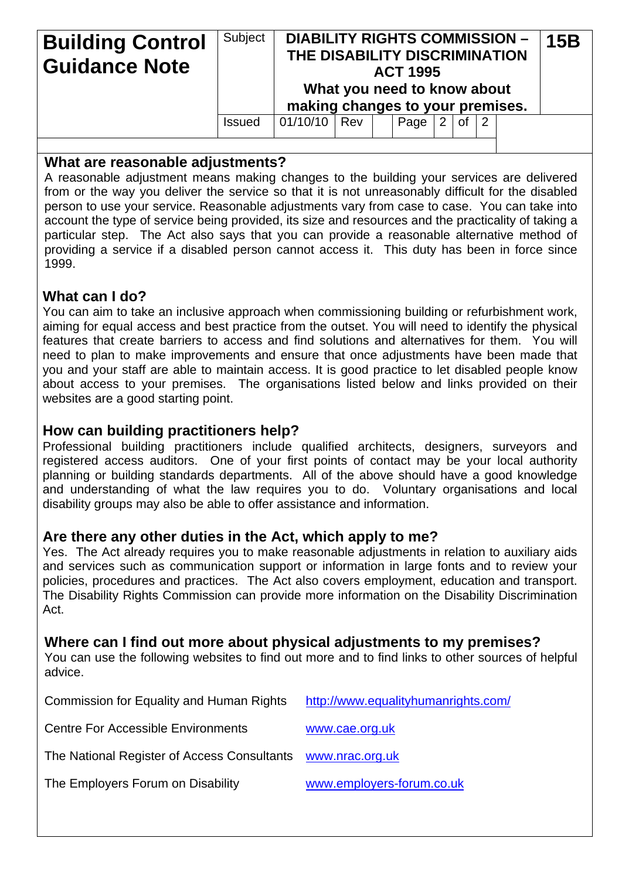## What are reasonable adjustments?

A reasonable adjustment means making changes to the building your services are delivered from or the way you deliver the service so that it is not unreasonably difficult for the disabled person to use your service. Reasonable adjustments vary from case to case. You can take into account the type of service being provided, its size and resources and the practicality of taking a particular step. The Act also says that you can provide a reasonable alternative method of providing a service if a disabled person cannot access it. This duty has been in force since 1999.

## What can I do?

You can aim to take an inclusive approach when commissioning building or refurbishment work, aiming for equal access and best practice from the outset. You will need to identify the physical features that create barriers to access and find solutions and alternatives for them. You will need to plan to make improvements and ensure that once adjustments have been made that you and your staff are able to maintain access. It is good practice to let disabled people know about access to your premises. The organisations listed below and links provided on their websites are a good starting point.

## How can building practitioners help?

Professional building practitioners include qualified architects, designers, surveyors and registered access auditors. One of your first points of contact may be your local authority planning or building standards departments. All of the above should have a good knowledge and understanding of what the law requires you to do. Voluntary organisations and local disability groups may also be able to offer assistance and information.

## Are there any other duties in the Act, which apply to me?

Yes. The Act already requires you to make reasonable adjustments in relation to auxiliary aids and services such as communication support or information in large fonts and to review your policies, procedures and practices. The Act also covers employment, education and transport. The Disability Rights Commission can provide more information on the Disability Discrimination Act.

## Where can I find out more about physical adjustments to my premises?

You can use the following websites to find out more and to find links to other sources of helpful advice.

| | |
|---|---|
| Commission for Equality and Human Rights | http://www.equalityhumanrights.com/ |
| Centre For Accessible Environments | www.cae.org.uk |
| The National Register of Access Consultants | www.nrac.org.uk |
| The Employers Forum on Disability | www.employers-forum.co.uk |